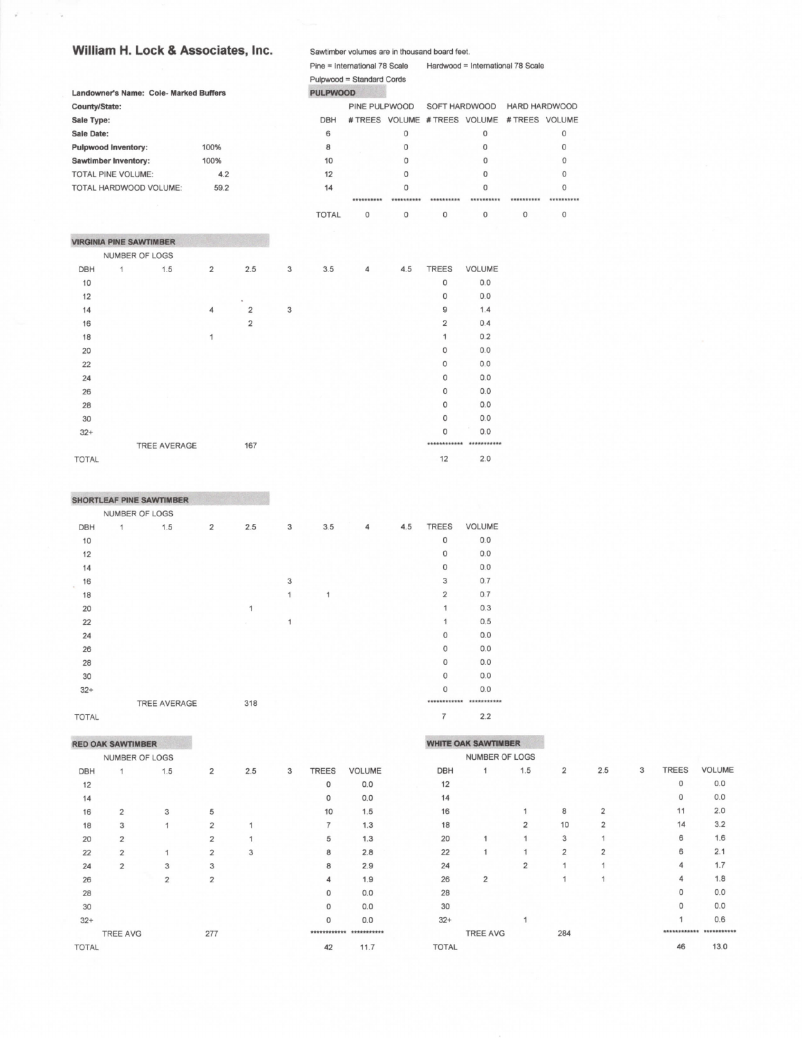## William H. Lock & Associates, Inc.

| | |
|---|---|
| **Landowner's Name: Cole- Marked Buffers** | |
| **County/State:** | |
| **Sale Type:** | |
| **Sale Date:** | |
| **Pulpwood Inventory:** | 100% |
| **Sawtimber Inventory:** | 100% |
| TOTAL PINE VOLUME: | 4.2 |
| TOTAL HARDWOOD VOLUME: | 59.2 |

Sawtimber volumes are in thousand board feet.

Pine = International 78 Scale     Hardwood = International 78 Scale

Pulpwood = Standard Cords

### PULPWOOD

| | PINE PULPWOOD | | SOFT HARDWOOD | | HARD HARDWOOD | |
|---|---|---|---|---|---|---|
| DBH | # TREES | VOLUME | # TREES | VOLUME | # TREES | VOLUME |
| 6 | | 0 | | 0 | | 0 |
| 8 | | 0 | | 0 | | 0 |
| 10 | | 0 | | 0 | | 0 |
| 12 | | 0 | | 0 | | 0 |
| 14 | | 0 | | 0 | | 0 |
| | ********** | ********** | ********** | ********** | ********** | ********** |
| TOTAL | 0 | 0 | 0 | 0 | 0 | 0 |

### VIRGINIA PINE SAWTIMBER

| | NUMBER OF LOGS | | | | | | | | | |
|---|---|---|---|---|---|---|---|---|---|---|
| DBH | 1 | 1.5 | 2 | 2.5 | 3 | 3.5 | 4 | 4.5 | TREES | VOLUME |
| 10 | | | | | | | | | 0 | 0.0 |
| 12 | | | | | | | | | 0 | 0.0 |
| 14 | | | 4 | 2 | 3 | | | | 9 | 1.4 |
| 16 | | | | 2 | | | | | 2 | 0.4 |
| 18 | | | 1 | | | | | | 1 | 0.2 |
| 20 | | | | | | | | | 0 | 0.0 |
| 22 | | | | | | | | | 0 | 0.0 |
| 24 | | | | | | | | | 0 | 0.0 |
| 26 | | | | | | | | | 0 | 0.0 |
| 28 | | | | | | | | | 0 | 0.0 |
| 30 | | | | | | | | | 0 | 0.0 |
| 32+ | | | | | | | | | 0 | 0.0 |
| | | TREE AVERAGE | | 167 | | | | | ************ | *********** |
| TOTAL | | | | | | | | | 12 | 2.0 |

### SHORTLEAF PINE SAWTIMBER

| | NUMBER OF LOGS | | | | | | | | | |
|---|---|---|---|---|---|---|---|---|---|---|
| DBH | 1 | 1.5 | 2 | 2.5 | 3 | 3.5 | 4 | 4.5 | TREES | VOLUME |
| 10 | | | | | | | | | 0 | 0.0 |
| 12 | | | | | | | | | 0 | 0.0 |
| 14 | | | | | | | | | 0 | 0.0 |
| 16 | | | | | 3 | | | | 3 | 0.7 |
| 18 | | | | | 1 | 1 | | | 2 | 0.7 |
| 20 | | | | 1 | | | | | 1 | 0.3 |
| 22 | | | | | 1 | | | | 1 | 0.5 |
| 24 | | | | | | | | | 0 | 0.0 |
| 26 | | | | | | | | | 0 | 0.0 |
| 28 | | | | | | | | | 0 | 0.0 |
| 30 | | | | | | | | | 0 | 0.0 |
| 32+ | | | | | | | | | 0 | 0.0 |
| | | TREE AVERAGE | | 318 | | | | | ************ | *********** |
| TOTAL | | | | | | | | | 7 | 2.2 |

### RED OAK SAWTIMBER

| | NUMBER OF LOGS | | | | | | |
|---|---|---|---|---|---|---|---|
| DBH | 1 | 1.5 | 2 | 2.5 | 3 | TREES | VOLUME |
| 12 | | | | | | 0 | 0.0 |
| 14 | | | | | | 0 | 0.0 |
| 16 | 2 | 3 | 5 | | | 10 | 1.5 |
| 18 | 3 | 1 | 2 | 1 | | 7 | 1.3 |
| 20 | 2 | | 2 | 1 | | 5 | 1.3 |
| 22 | 2 | 1 | 2 | 3 | | 8 | 2.8 |
| 24 | 2 | 3 | 3 | | | 8 | 2.9 |
| 26 | | 2 | 2 | | | 4 | 1.9 |
| 28 | | | | | | 0 | 0.0 |
| 30 | | | | | | 0 | 0.0 |
| 32+ | | | | | | 0 | 0.0 |
| | TREE AVG | | 277 | | | ************ | *********** |
| TOTAL | | | | | | 42 | 11.7 |

### WHITE OAK SAWTIMBER

| | NUMBER OF LOGS | | | | | | |
|---|---|---|---|---|---|---|---|
| DBH | 1 | 1.5 | 2 | 2.5 | 3 | TREES | VOLUME |
| 12 | | | | | | 0 | 0.0 |
| 14 | | | | | | 0 | 0.0 |
| 16 | | 1 | 8 | 2 | | 11 | 2.0 |
| 18 | | 2 | 10 | 2 | | 14 | 3.2 |
| 20 | 1 | 1 | 3 | 1 | | 6 | 1.6 |
| 22 | 1 | 1 | 2 | 2 | | 6 | 2.1 |
| 24 | | 2 | 1 | 1 | | 4 | 1.7 |
| 26 | 2 | | 1 | 1 | | 4 | 1.8 |
| 28 | | | | | | 0 | 0.0 |
| 30 | | | | | | 0 | 0.0 |
| 32+ | | 1 | | | | 1 | 0.6 |
| | TREE AVG | | 284 | | | ************ | *********** |
| TOTAL | | | | | | 46 | 13.0 |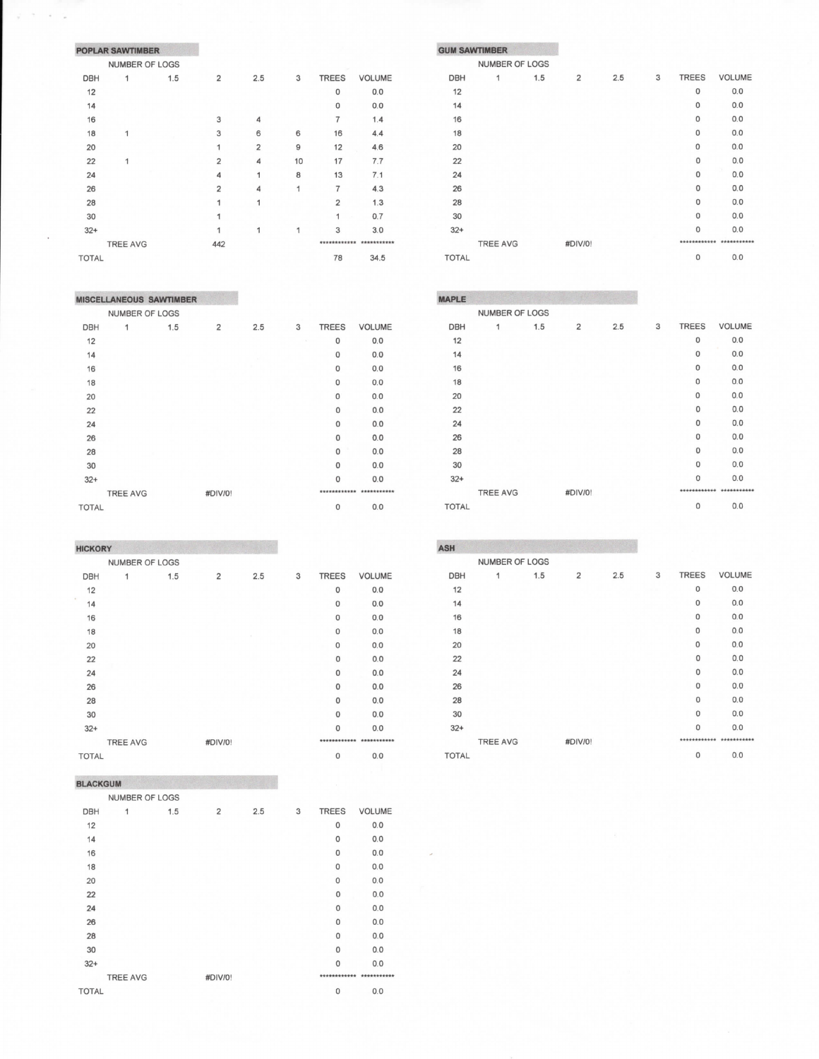## POPLAR SAWTIMBER

| DBH | NUMBER OF LOGS 1 | 1.5 | 2 | 2.5 | 3 | TREES | VOLUME |
|---|---|---|---|---|---|---|---|
| 12 | | | | | | 0 | 0.0 |
| 14 | | | | | | 0 | 0.0 |
| 16 | | | 3 | 4 | | 7 | 1.4 |
| 18 | 1 | | 3 | 6 | 6 | 16 | 4.4 |
| 20 | | | 1 | 2 | 9 | 12 | 4.6 |
| 22 | 1 | | 2 | 4 | 10 | 17 | 7.7 |
| 24 | | | 4 | 1 | 8 | 13 | 7.1 |
| 26 | | | 2 | 4 | 1 | 7 | 4.3 |
| 28 | | | 1 | 1 | | 2 | 1.3 |
| 30 | | | 1 | | | 1 | 0.7 |
| 32+ | | | 1 | 1 | 1 | 3 | 3.0 |
| TREE AVG | | | 442 | | | ************ | *********** |
| TOTAL | | | | | | 78 | 34.5 |

## GUM SAWTIMBER

| DBH | NUMBER OF LOGS 1 | 1.5 | 2 | 2.5 | 3 | TREES | VOLUME |
|---|---|---|---|---|---|---|---|
| 12 | | | | | | 0 | 0.0 |
| 14 | | | | | | 0 | 0.0 |
| 16 | | | | | | 0 | 0.0 |
| 18 | | | | | | 0 | 0.0 |
| 20 | | | | | | 0 | 0.0 |
| 22 | | | | | | 0 | 0.0 |
| 24 | | | | | | 0 | 0.0 |
| 26 | | | | | | 0 | 0.0 |
| 28 | | | | | | 0 | 0.0 |
| 30 | | | | | | 0 | 0.0 |
| 32+ | | | | | | 0 | 0.0 |
| TREE AVG | | | #DIV/0! | | | ************ | *********** |
| TOTAL | | | | | | 0 | 0.0 |

## MISCELLANEOUS SAWTIMBER

| DBH | NUMBER OF LOGS 1 | 1.5 | 2 | 2.5 | 3 | TREES | VOLUME |
|---|---|---|---|---|---|---|---|
| 12 | | | | | | 0 | 0.0 |
| 14 | | | | | | 0 | 0.0 |
| 16 | | | | | | 0 | 0.0 |
| 18 | | | | | | 0 | 0.0 |
| 20 | | | | | | 0 | 0.0 |
| 22 | | | | | | 0 | 0.0 |
| 24 | | | | | | 0 | 0.0 |
| 26 | | | | | | 0 | 0.0 |
| 28 | | | | | | 0 | 0.0 |
| 30 | | | | | | 0 | 0.0 |
| 32+ | | | | | | 0 | 0.0 |
| TREE AVG | | | #DIV/0! | | | ************ | *********** |
| TOTAL | | | | | | 0 | 0.0 |

## MAPLE

| DBH | NUMBER OF LOGS 1 | 1.5 | 2 | 2.5 | 3 | TREES | VOLUME |
|---|---|---|---|---|---|---|---|
| 12 | | | | | | 0 | 0.0 |
| 14 | | | | | | 0 | 0.0 |
| 16 | | | | | | 0 | 0.0 |
| 18 | | | | | | 0 | 0.0 |
| 20 | | | | | | 0 | 0.0 |
| 22 | | | | | | 0 | 0.0 |
| 24 | | | | | | 0 | 0.0 |
| 26 | | | | | | 0 | 0.0 |
| 28 | | | | | | 0 | 0.0 |
| 30 | | | | | | 0 | 0.0 |
| 32+ | | | | | | 0 | 0.0 |
| TREE AVG | | | #DIV/0! | | | ************ | *********** |
| TOTAL | | | | | | 0 | 0.0 |

## HICKORY

| DBH | NUMBER OF LOGS 1 | 1.5 | 2 | 2.5 | 3 | TREES | VOLUME |
|---|---|---|---|---|---|---|---|
| 12 | | | | | | 0 | 0.0 |
| 14 | | | | | | 0 | 0.0 |
| 16 | | | | | | 0 | 0.0 |
| 18 | | | | | | 0 | 0.0 |
| 20 | | | | | | 0 | 0.0 |
| 22 | | | | | | 0 | 0.0 |
| 24 | | | | | | 0 | 0.0 |
| 26 | | | | | | 0 | 0.0 |
| 28 | | | | | | 0 | 0.0 |
| 30 | | | | | | 0 | 0.0 |
| 32+ | | | | | | 0 | 0.0 |
| TREE AVG | | | #DIV/0! | | | ************ | *********** |
| TOTAL | | | | | | 0 | 0.0 |

## ASH

| DBH | NUMBER OF LOGS 1 | 1.5 | 2 | 2.5 | 3 | TREES | VOLUME |
|---|---|---|---|---|---|---|---|
| 12 | | | | | | 0 | 0.0 |
| 14 | | | | | | 0 | 0.0 |
| 16 | | | | | | 0 | 0.0 |
| 18 | | | | | | 0 | 0.0 |
| 20 | | | | | | 0 | 0.0 |
| 22 | | | | | | 0 | 0.0 |
| 24 | | | | | | 0 | 0.0 |
| 26 | | | | | | 0 | 0.0 |
| 28 | | | | | | 0 | 0.0 |
| 30 | | | | | | 0 | 0.0 |
| 32+ | | | | | | 0 | 0.0 |
| TREE AVG | | | #DIV/0! | | | ************ | *********** |
| TOTAL | | | | | | 0 | 0.0 |

## BLACKGUM

| DBH | NUMBER OF LOGS 1 | 1.5 | 2 | 2.5 | 3 | TREES | VOLUME |
|---|---|---|---|---|---|---|---|
| 12 | | | | | | 0 | 0.0 |
| 14 | | | | | | 0 | 0.0 |
| 16 | | | | | | 0 | 0.0 |
| 18 | | | | | | 0 | 0.0 |
| 20 | | | | | | 0 | 0.0 |
| 22 | | | | | | 0 | 0.0 |
| 24 | | | | | | 0 | 0.0 |
| 26 | | | | | | 0 | 0.0 |
| 28 | | | | | | 0 | 0.0 |
| 30 | | | | | | 0 | 0.0 |
| 32+ | | | | | | 0 | 0.0 |
| TREE AVG | | | #DIV/0! | | | ************ | *********** |
| TOTAL | | | | | | 0 | 0.0 |